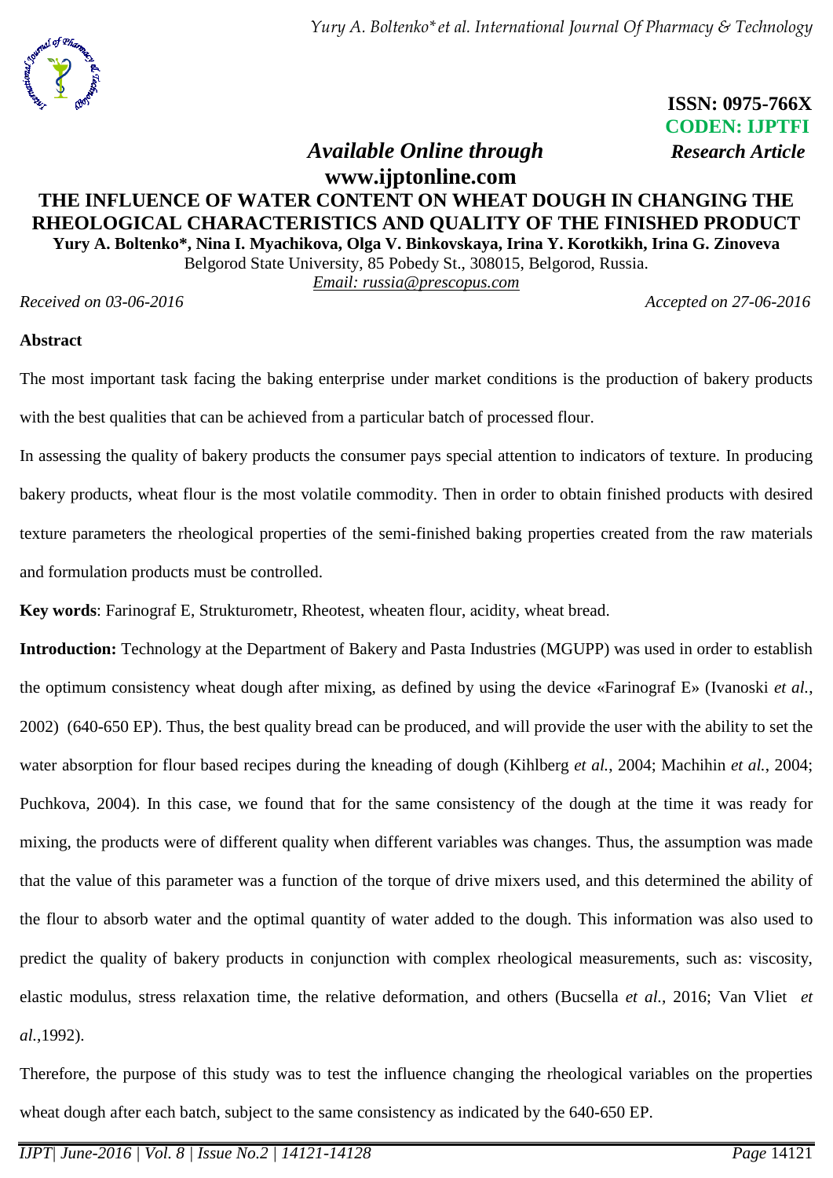ISSN: 0975-766X
CODEN: IJPTFI
*Research Article*

*Available Online through*
**www.ijptonline.com**

# THE INFLUENCE OF WATER CONTENT ON WHEAT DOUGH IN CHANGING THE RHEOLOGICAL CHARACTERISTICS AND QUALITY OF THE FINISHED PRODUCT

**Yury A. Boltenko\*, Nina I. Myachikova, Olga V. Binkovskaya, Irina Y. Korotkikh, Irina G. Zinoveva**

Belgorod State University, 85 Pobedy St., 308015, Belgorod, Russia.

*Email: russia@prescopus.com*

*Received on 03-06-2016* *Accepted on 27-06-2016*

**Abstract**

The most important task facing the baking enterprise under market conditions is the production of bakery products with the best qualities that can be achieved from a particular batch of processed flour.

In assessing the quality of bakery products the consumer pays special attention to indicators of texture. In producing bakery products, wheat flour is the most volatile commodity. Then in order to obtain finished products with desired texture parameters the rheological properties of the semi-finished baking properties created from the raw materials and formulation products must be controlled.

**Key words**: Farinograf E, Strukturometr, Rheotest, wheaten flour, acidity, wheat bread.

**Introduction:** Technology at the Department of Bakery and Pasta Industries (MGUPP) was used in order to establish the optimum consistency wheat dough after mixing, as defined by using the device «Farinograf E» (Ivanoski *et al.*, 2002) (640-650 EP). Thus, the best quality bread can be produced, and will provide the user with the ability to set the water absorption for flour based recipes during the kneading of dough (Kihlberg *et al.*, 2004; Machihin *et al.*, 2004; Puchkova, 2004). In this case, we found that for the same consistency of the dough at the time it was ready for mixing, the products were of different quality when different variables was changes. Thus, the assumption was made that the value of this parameter was a function of the torque of drive mixers used, and this determined the ability of the flour to absorb water and the optimal quantity of water added to the dough. This information was also used to predict the quality of bakery products in conjunction with complex rheological measurements, such as: viscosity, elastic modulus, stress relaxation time, the relative deformation, and others (Bucsella *et al.*, 2016; Van Vliet *et al.*,1992).

Therefore, the purpose of this study was to test the influence changing the rheological variables on the properties wheat dough after each batch, subject to the same consistency as indicated by the 640-650 EP.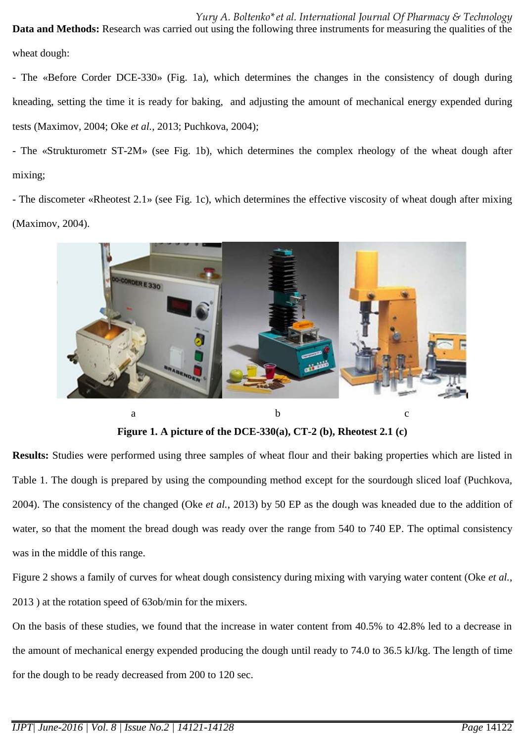**Data and Methods:** Research was carried out using the following three instruments for measuring the qualities of the wheat dough:

- The «Before Corder DCE-330» (Fig. 1a), which determines the changes in the consistency of dough during kneading, setting the time it is ready for baking, and adjusting the amount of mechanical energy expended during tests (Maximov, 2004; Oke *et al.*, 2013; Puchkova, 2004);

- The «Strukturometr ST-2M» (see Fig. 1b), which determines the complex rheology of the wheat dough after mixing;

- The discometer «Rheotest 2.1» (see Fig. 1c), which determines the effective viscosity of wheat dough after mixing (Maximov, 2004).

a b c

**Figure 1. A picture of the DCE-330(a), CT-2 (b), Rheotest 2.1 (c)**

**Results:** Studies were performed using three samples of wheat flour and their baking properties which are listed in Table 1. The dough is prepared by using the compounding method except for the sourdough sliced loaf (Puchkova, 2004). The consistency of the changed (Oke *et al.*, 2013) by 50 EP as the dough was kneaded due to the addition of water, so that the moment the bread dough was ready over the range from 540 to 740 EP. The optimal consistency was in the middle of this range.

Figure 2 shows a family of curves for wheat dough consistency during mixing with varying water content (Oke *et al.*, 2013 ) at the rotation speed of 63ob/min for the mixers.

On the basis of these studies, we found that the increase in water content from 40.5% to 42.8% led to a decrease in the amount of mechanical energy expended producing the dough until ready to 74.0 to 36.5 kJ/kg. The length of time for the dough to be ready decreased from 200 to 120 sec.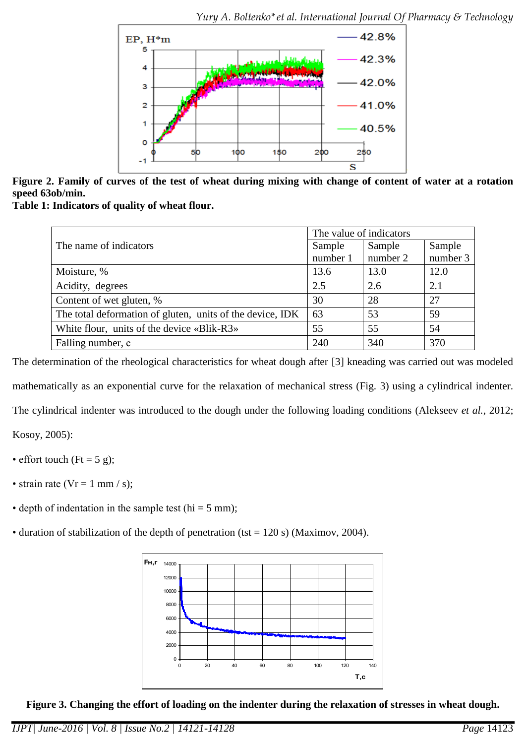**Figure 2. Family of curves of the test of wheat during mixing with change of content of water at a rotation speed 63ob/min.**

**Table 1: Indicators of quality of wheat flour.**

| The name of indicators | The value of indicators | | |
|---|---|---|---|
| | Sample number 1 | Sample number 2 | Sample number 3 |
| Moisture, % | 13.6 | 13.0 | 12.0 |
| Acidity, degrees | 2.5 | 2.6 | 2.1 |
| Content of wet gluten, % | 30 | 28 | 27 |
| The total deformation of gluten, units of the device, IDK | 63 | 53 | 59 |
| White flour, units of the device «Blik-R3» | 55 | 55 | 54 |
| Falling number, c | 240 | 340 | 370 |

The determination of the rheological characteristics for wheat dough after [3] kneading was carried out was modeled mathematically as an exponential curve for the relaxation of mechanical stress (Fig. 3) using a cylindrical indenter. The cylindrical indenter was introduced to the dough under the following loading conditions (Alekseev *et al.*, 2012; Kosoy, 2005):

- effort touch ($Ft = 5$ g);
- strain rate ($Vr = 1$ mm / s);
- depth of indentation in the sample test ($hi = 5$ mm);
- duration of stabilization of the depth of penetration ($tst = 120$ s) (Maximov, 2004).

**Figure 3. Changing the effort of loading on the indenter during the relaxation of stresses in wheat dough.**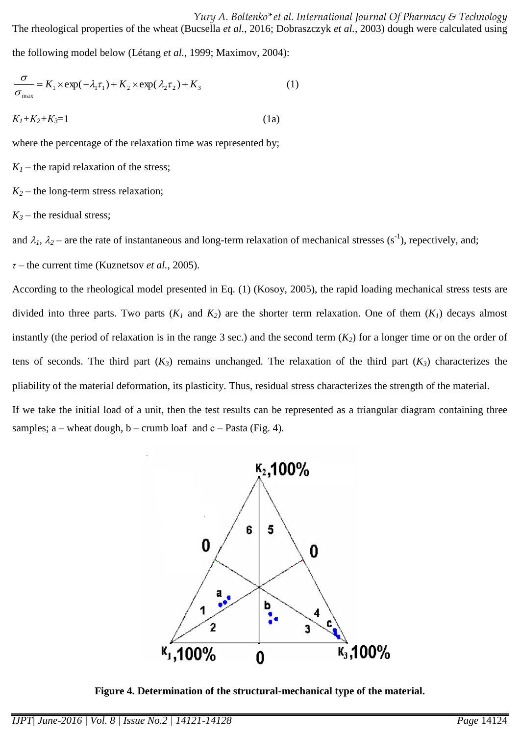The rheological properties of the wheat (Bucsella *et al.*, 2016; Dobraszczyk *et al.*, 2003) dough were calculated using the following model below (Létang *et al.*, 1999; Maximov, 2004):

$$\frac{\sigma}{\sigma_{\max}} = K_1 \times \exp(-\lambda_1 \tau_1) + K_2 \times \exp(\lambda_2 \tau_2) + K_3 \tag{1}$$

$$K_1+K_2+K_3=1 \tag{1a}$$

where the percentage of the relaxation time was represented by;

$K_1$ – the rapid relaxation of the stress;

$K_2$ – the long-term stress relaxation;

$K_3$ – the residual stress;

and $\lambda_1$, $\lambda_2$ – are the rate of instantaneous and long-term relaxation of mechanical stresses ($s^{-1}$), repectively, and;

$\tau$ – the current time (Kuznetsov *et al.*, 2005).

According to the rheological model presented in Eq. (1) (Kosoy, 2005), the rapid loading mechanical stress tests are divided into three parts. Two parts ($K_1$ and $K_2$) are the shorter term relaxation. One of them ($K_1$) decays almost instantly (the period of relaxation is in the range 3 sec.) and the second term ($K_2$) for a longer time or on the order of tens of seconds. The third part ($K_3$) remains unchanged. The relaxation of the third part ($K_3$) characterizes the pliability of the material deformation, its plasticity. Thus, residual stress characterizes the strength of the material.

If we take the initial load of a unit, then the test results can be represented as a triangular diagram containing three samples; a – wheat dough, b – crumb loaf and c – Pasta (Fig. 4).

**Figure 4. Determination of the structural-mechanical type of the material.**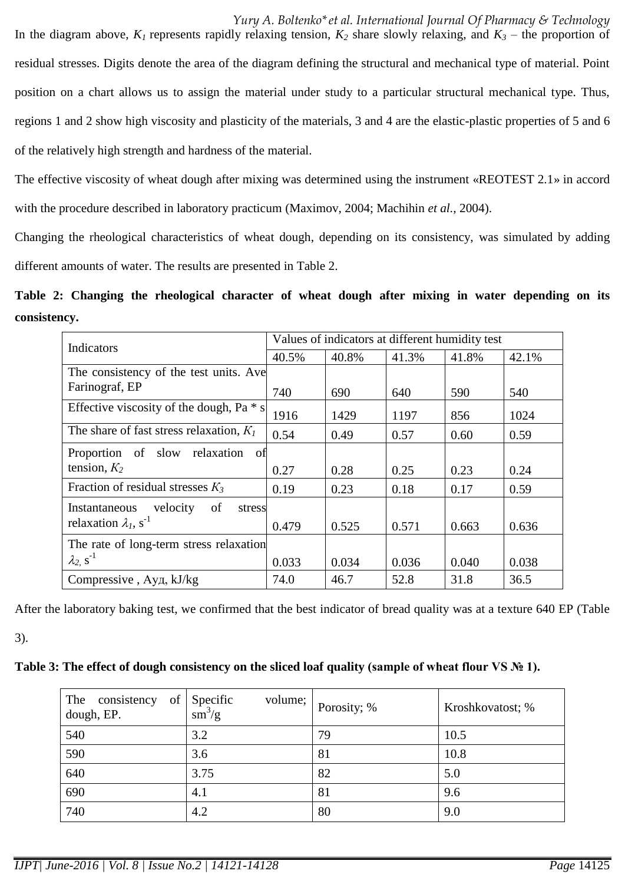In the diagram above, $K_1$ represents rapidly relaxing tension, $K_2$ share slowly relaxing, and $K_3$ – the proportion of residual stresses. Digits denote the area of the diagram defining the structural and mechanical type of material. Point position on a chart allows us to assign the material under study to a particular structural mechanical type. Thus, regions 1 and 2 show high viscosity and plasticity of the materials, 3 and 4 are the elastic-plastic properties of 5 and 6 of the relatively high strength and hardness of the material.

The effective viscosity of wheat dough after mixing was determined using the instrument «REOTEST 2.1» in accord with the procedure described in laboratory practicum (Maximov, 2004; Machihin *et al.*, 2004).

Changing the rheological characteristics of wheat dough, depending on its consistency, was simulated by adding different amounts of water. The results are presented in Table 2.

**Table 2: Changing the rheological character of wheat dough after mixing in water depending on its consistency.**

| Indicators | Values of indicators at different humidity test | | | | |
|---|---|---|---|---|---|
| | 40.5% | 40.8% | 41.3% | 41.8% | 42.1% |
| The consistency of the test units. Ave Farinograf, EP | 740 | 690 | 640 | 590 | 540 |
| Effective viscosity of the dough, Pa * s | 1916 | 1429 | 1197 | 856 | 1024 |
| The share of fast stress relaxation, $K_1$ | 0.54 | 0.49 | 0.57 | 0.60 | 0.59 |
| Proportion of slow relaxation of tension, $K_2$ | 0.27 | 0.28 | 0.25 | 0.23 | 0.24 |
| Fraction of residual stresses $K_3$ | 0.19 | 0.23 | 0.18 | 0.17 | 0.59 |
| Instantaneous velocity of stress relaxation $\lambda_1$, $s^{-1}$ | 0.479 | 0.525 | 0.571 | 0.663 | 0.636 |
| The rate of long-term stress relaxation $\lambda_2$, $s^{-1}$ | 0.033 | 0.034 | 0.036 | 0.040 | 0.038 |
| Compressive , Ауд, kJ/kg | 74.0 | 46.7 | 52.8 | 31.8 | 36.5 |

After the laboratory baking test, we confirmed that the best indicator of bread quality was at a texture 640 EP (Table 3).

**Table 3: The effect of dough consistency on the sliced loaf quality (sample of wheat flour VS № 1).**

| The consistency of dough, EP. | Specific volume; $sm^3/g$ | Porosity; % | Kroshkovatost; % |
|---|---|---|---|
| 540 | 3.2 | 79 | 10.5 |
| 590 | 3.6 | 81 | 10.8 |
| 640 | 3.75 | 82 | 5.0 |
| 690 | 4.1 | 81 | 9.6 |
| 740 | 4.2 | 80 | 9.0 |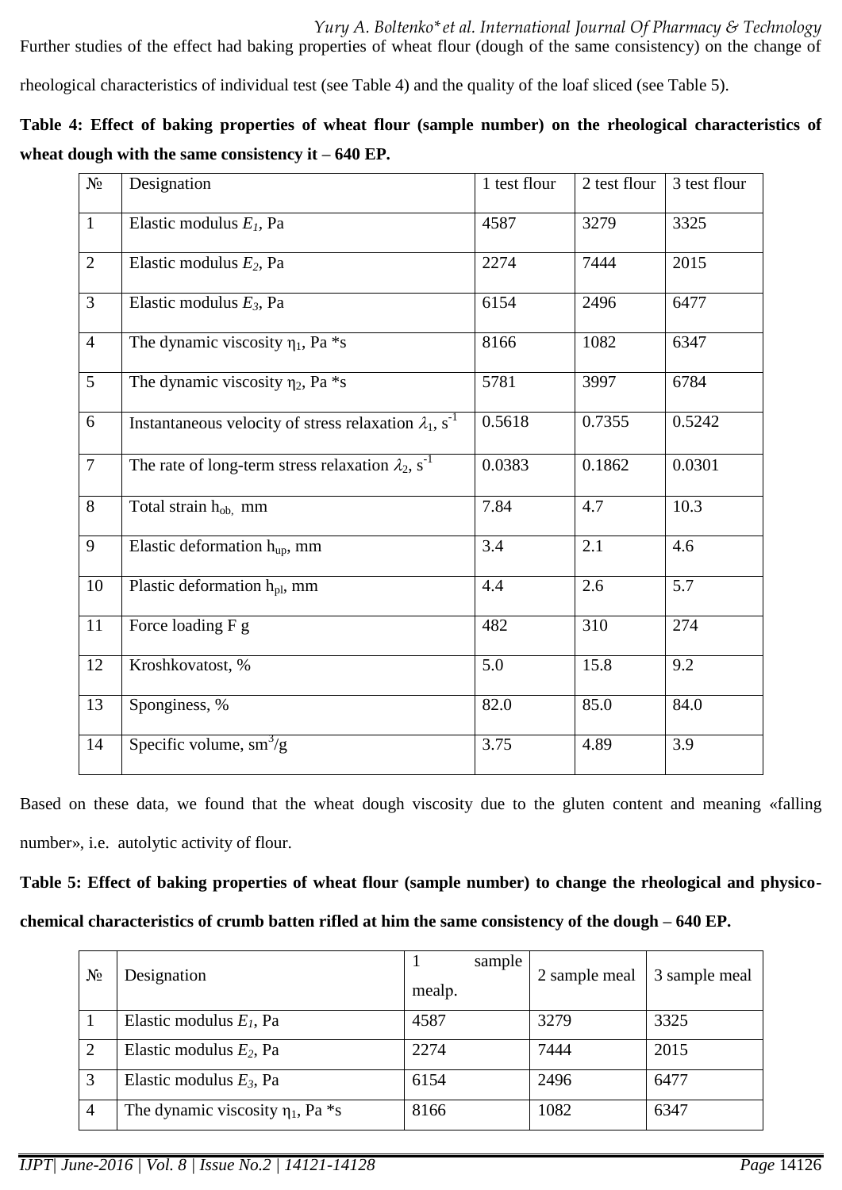Further studies of the effect had baking properties of wheat flour (dough of the same consistency) on the change of rheological characteristics of individual test (see Table 4) and the quality of the loaf sliced (see Table 5).

**Table 4: Effect of baking properties of wheat flour (sample number) on the rheological characteristics of wheat dough with the same consistency it – 640 EP.**

| № | Designation | 1 test flour | 2 test flour | 3 test flour |
|---|---|---|---|---|
| 1 | Elastic modulus $E_1$, Pa | 4587 | 3279 | 3325 |
| 2 | Elastic modulus $E_2$, Pa | 2274 | 7444 | 2015 |
| 3 | Elastic modulus $E_3$, Pa | 6154 | 2496 | 6477 |
| 4 | The dynamic viscosity $\eta_1$, Pa *s | 8166 | 1082 | 6347 |
| 5 | The dynamic viscosity $\eta_2$, Pa *s | 5781 | 3997 | 6784 |
| 6 | Instantaneous velocity of stress relaxation $\lambda_1$, $s^{-1}$ | 0.5618 | 0.7355 | 0.5242 |
| 7 | The rate of long-term stress relaxation $\lambda_2$, $s^{-1}$ | 0.0383 | 0.1862 | 0.0301 |
| 8 | Total strain $h_{ob,}$ mm | 7.84 | 4.7 | 10.3 |
| 9 | Elastic deformation $h_{up}$, mm | 3.4 | 2.1 | 4.6 |
| 10 | Plastic deformation $h_{pl}$, mm | 4.4 | 2.6 | 5.7 |
| 11 | Force loading F g | 482 | 310 | 274 |
| 12 | Kroshkovatost, % | 5.0 | 15.8 | 9.2 |
| 13 | Sponginess, % | 82.0 | 85.0 | 84.0 |
| 14 | Specific volume, $sm^3/g$ | 3.75 | 4.89 | 3.9 |

Based on these data, we found that the wheat dough viscosity due to the gluten content and meaning «falling number», i.e. autolytic activity of flour.

**Table 5: Effect of baking properties of wheat flour (sample number) to change the rheological and physico-chemical characteristics of crumb batten rifled at him the same consistency of the dough – 640 EP.**

| № | Designation | 1 sample mealp. | 2 sample meal | 3 sample meal |
|---|---|---|---|---|
| 1 | Elastic modulus $E_1$, Pa | 4587 | 3279 | 3325 |
| 2 | Elastic modulus $E_2$, Pa | 2274 | 7444 | 2015 |
| 3 | Elastic modulus $E_3$, Pa | 6154 | 2496 | 6477 |
| 4 | The dynamic viscosity $\eta_1$, Pa *s | 8166 | 1082 | 6347 |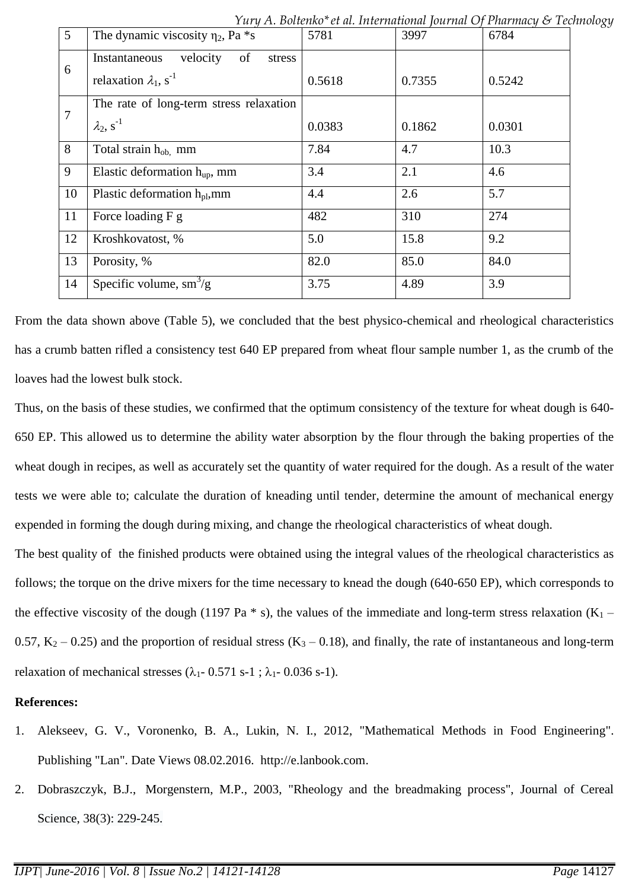| 5 | The dynamic viscosity $\eta_2$, Pa *s | 5781 | 3997 | 6784 |
|---|---|---|---|---|
| 6 | Instantaneous velocity of stress relaxation $\lambda_1$, $s^{-1}$ | 0.5618 | 0.7355 | 0.5242 |
| 7 | The rate of long-term stress relaxation $\lambda_2$, $s^{-1}$ | 0.0383 | 0.1862 | 0.0301 |
| 8 | Total strain $h_{ob,}$ mm | 7.84 | 4.7 | 10.3 |
| 9 | Elastic deformation $h_{up}$, mm | 3.4 | 2.1 | 4.6 |
| 10 | Plastic deformation $h_{pl}$,mm | 4.4 | 2.6 | 5.7 |
| 11 | Force loading F g | 482 | 310 | 274 |
| 12 | Kroshkovatost, % | 5.0 | 15.8 | 9.2 |
| 13 | Porosity, % | 82.0 | 85.0 | 84.0 |
| 14 | Specific volume, $sm^3$/g | 3.75 | 4.89 | 3.9 |

From the data shown above (Table 5), we concluded that the best physico-chemical and rheological characteristics has a crumb batten rifled a consistency test 640 EP prepared from wheat flour sample number 1, as the crumb of the loaves had the lowest bulk stock.

Thus, on the basis of these studies, we confirmed that the optimum consistency of the texture for wheat dough is 640-650 EP. This allowed us to determine the ability water absorption by the flour through the baking properties of the wheat dough in recipes, as well as accurately set the quantity of water required for the dough. As a result of the water tests we were able to; calculate the duration of kneading until tender, determine the amount of mechanical energy expended in forming the dough during mixing, and change the rheological characteristics of wheat dough.

The best quality of the finished products were obtained using the integral values of the rheological characteristics as follows; the torque on the drive mixers for the time necessary to knead the dough (640-650 EP), which corresponds to the effective viscosity of the dough (1197 Pa * s), the values of the immediate and long-term stress relaxation ($K_1$ – 0.57, $K_2$ – 0.25) and the proportion of residual stress ($K_3$ – 0.18), and finally, the rate of instantaneous and long-term relaxation of mechanical stresses ($\lambda_1$- 0.571 s-1 ; $\lambda_1$- 0.036 s-1).

**References:**

1. Alekseev, G. V., Voronenko, B. A., Lukin, N. I., 2012, "Mathematical Methods in Food Engineering". Publishing "Lan". Date Views 08.02.2016. http://e.lanbook.com.
2. Dobraszczyk, B.J., Morgenstern, M.P., 2003, "Rheology and the breadmaking process", Journal of Cereal Science, 38(3): 229-245.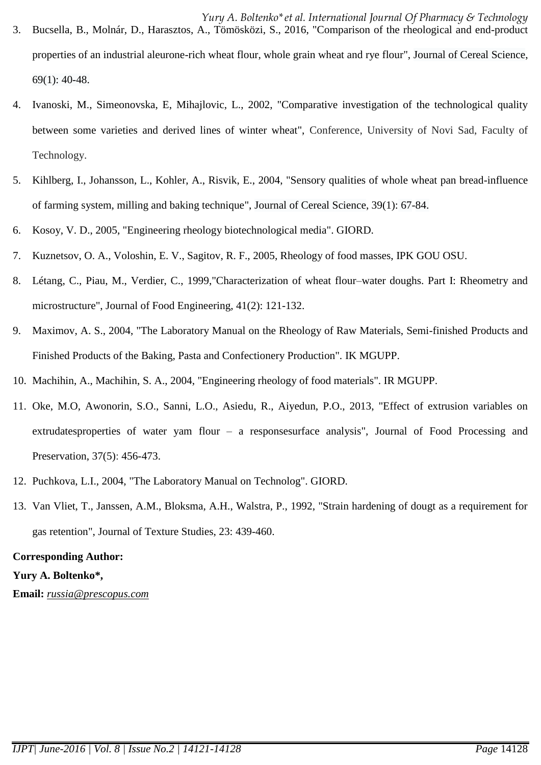3. Bucsella, B., Molnár, D., Harasztos, A., Tömösközi, S., 2016, "Comparison of the rheological and end-product properties of an industrial aleurone-rich wheat flour, whole grain wheat and rye flour", Journal of Cereal Science, 69(1): 40-48.
4. Ivanoski, M., Simeonovska, E, Mihajlovic, L., 2002, "Comparative investigation of the technological quality between some varieties and derived lines of winter wheat", Conference, University of Novi Sad, Faculty of Technology.
5. Kihlberg, I., Johansson, L., Kohler, A., Risvik, E., 2004, "Sensory qualities of whole wheat pan bread-influence of farming system, milling and baking technique", Journal of Cereal Science, 39(1): 67-84.
6. Kosoy, V. D., 2005, "Engineering rheology biotechnological media". GIORD.
7. Kuznetsov, O. A., Voloshin, E. V., Sagitov, R. F., 2005, Rheology of food masses, IPK GOU OSU.
8. Létang, C., Piau, M., Verdier, C., 1999,"Characterization of wheat flour–water doughs. Part I: Rheometry and microstructure", Journal of Food Engineering, 41(2): 121-132.
9. Maximov, A. S., 2004, "The Laboratory Manual on the Rheology of Raw Materials, Semi-finished Products and Finished Products of the Baking, Pasta and Confectionery Production". IK MGUPP.
10. Machihin, A., Machihin, S. A., 2004, "Engineering rheology of food materials". IR MGUPP.
11. Oke, M.O, Awonorin, S.O., Sanni, L.O., Asiedu, R., Aiyedun, P.O., 2013, "Effect of extrusion variables on extrudatesproperties of water yam flour – a responsesurface analysis", Journal of Food Processing and Preservation, 37(5): 456-473.
12. Puchkova, L.I., 2004, "The Laboratory Manual on Technolog". GIORD.
13. Van Vliet, T., Janssen, A.M., Bloksma, A.H., Walstra, P., 1992, "Strain hardening of dougt as a requirement for gas retention", Journal of Texture Studies, 23: 439-460.

**Corresponding Author:**

**Yury A. Boltenko*,**

**Email:** *russia@prescopus.com*